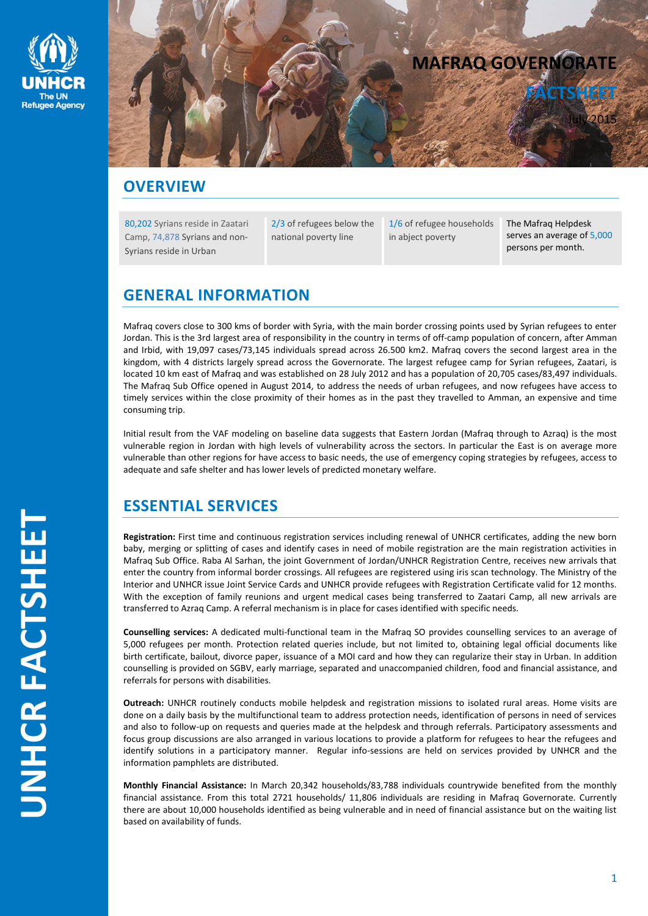# MAFRAQ GOVERNORATE

## FACTSHEET

July 2015

## OVERVIEW

| | | | |
|---|---|---|---|
| 80,202 Syrians reside in Zaatari Camp, 74,878 Syrians and non-Syrians reside in Urban | 2/3 of refugees below the national poverty line | 1/6 of refugee households in abject poverty | The Mafraq Helpdesk serves an average of 5,000 persons per month. |

## GENERAL INFORMATION

Mafraq covers close to 300 kms of border with Syria, with the main border crossing points used by Syrian refugees to enter Jordan. This is the 3rd largest area of responsibility in the country in terms of off-camp population of concern, after Amman and Irbid, with 19,097 cases/73,145 individuals spread across 26.500 km2. Mafraq covers the second largest area in the kingdom, with 4 districts largely spread across the Governorate. The largest refugee camp for Syrian refugees, Zaatari, is located 10 km east of Mafraq and was established on 28 July 2012 and has a population of 20,705 cases/83,497 individuals. The Mafraq Sub Office opened in August 2014, to address the needs of urban refugees, and now refugees have access to timely services within the close proximity of their homes as in the past they travelled to Amman, an expensive and time consuming trip.

Initial result from the VAF modeling on baseline data suggests that Eastern Jordan (Mafraq through to Azraq) is the most vulnerable region in Jordan with high levels of vulnerability across the sectors. In particular the East is on average more vulnerable than other regions for have access to basic needs, the use of emergency coping strategies by refugees, access to adequate and safe shelter and has lower levels of predicted monetary welfare.

## ESSENTIAL SERVICES

**Registration:** First time and continuous registration services including renewal of UNHCR certificates, adding the new born baby, merging or splitting of cases and identify cases in need of mobile registration are the main registration activities in Mafraq Sub Office. Raba Al Sarhan, the joint Government of Jordan/UNHCR Registration Centre, receives new arrivals that enter the country from informal border crossings. All refugees are registered using iris scan technology. The Ministry of the Interior and UNHCR issue Joint Service Cards and UNHCR provide refugees with Registration Certificate valid for 12 months. With the exception of family reunions and urgent medical cases being transferred to Zaatari Camp, all new arrivals are transferred to Azraq Camp. A referral mechanism is in place for cases identified with specific needs.

**Counselling services:** A dedicated multi-functional team in the Mafraq SO provides counselling services to an average of 5,000 refugees per month. Protection related queries include, but not limited to, obtaining legal official documents like birth certificate, bailout, divorce paper, issuance of a MOI card and how they can regularize their stay in Urban. In addition counselling is provided on SGBV, early marriage, separated and unaccompanied children, food and financial assistance, and referrals for persons with disabilities.

**Outreach:** UNHCR routinely conducts mobile helpdesk and registration missions to isolated rural areas. Home visits are done on a daily basis by the multifunctional team to address protection needs, identification of persons in need of services and also to follow-up on requests and queries made at the helpdesk and through referrals. Participatory assessments and focus group discussions are also arranged in various locations to provide a platform for refugees to hear the refugees and identify solutions in a participatory manner. Regular info-sessions are held on services provided by UNHCR and the information pamphlets are distributed.

**Monthly Financial Assistance:** In March 20,342 households/83,788 individuals countrywide benefited from the monthly financial assistance. From this total 2721 households/ 11,806 individuals are residing in Mafraq Governorate. Currently there are about 10,000 households identified as being vulnerable and in need of financial assistance but on the waiting list based on availability of funds.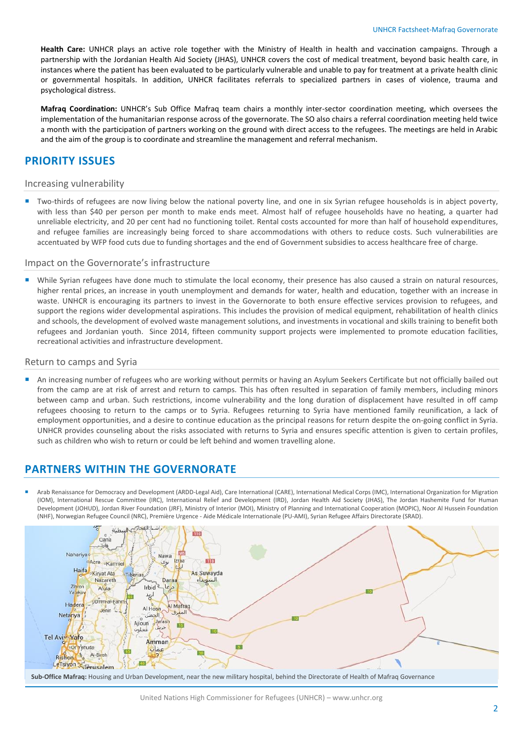**Health Care:** UNHCR plays an active role together with the Ministry of Health in health and vaccination campaigns. Through a partnership with the Jordanian Health Aid Society (JHAS), UNHCR covers the cost of medical treatment, beyond basic health care, in instances where the patient has been evaluated to be particularly vulnerable and unable to pay for treatment at a private health clinic or governmental hospitals. In addition, UNHCR facilitates referrals to specialized partners in cases of violence, trauma and psychological distress.

**Mafraq Coordination:** UNHCR's Sub Office Mafraq team chairs a monthly inter-sector coordination meeting, which oversees the implementation of the humanitarian response across of the governorate. The SO also chairs a referral coordination meeting held twice a month with the participation of partners working on the ground with direct access to the refugees. The meetings are held in Arabic and the aim of the group is to coordinate and streamline the management and referral mechanism.

## PRIORITY ISSUES

### Increasing vulnerability

- Two-thirds of refugees are now living below the national poverty line, and one in six Syrian refugee households is in abject poverty, with less than $40 per person per month to make ends meet. Almost half of refugee households have no heating, a quarter had unreliable electricity, and 20 per cent had no functioning toilet. Rental costs accounted for more than half of household expenditures, and refugee families are increasingly being forced to share accommodations with others to reduce costs. Such vulnerabilities are accentuated by WFP food cuts due to funding shortages and the end of Government subsidies to access healthcare free of charge.

### Impact on the Governorate's infrastructure

- While Syrian refugees have done much to stimulate the local economy, their presence has also caused a strain on natural resources, higher rental prices, an increase in youth unemployment and demands for water, health and education, together with an increase in waste. UNHCR is encouraging its partners to invest in the Governorate to both ensure effective services provision to refugees, and support the regions wider developmental aspirations. This includes the provision of medical equipment, rehabilitation of health clinics and schools, the development of evolved waste management solutions, and investments in vocational and skills training to benefit both refugees and Jordanian youth. Since 2014, fifteen community support projects were implemented to promote education facilities, recreational activities and infrastructure development.

### Return to camps and Syria

- An increasing number of refugees who are working without permits or having an Asylum Seekers Certificate but not officially bailed out from the camp are at risk of arrest and return to camps. This has often resulted in separation of family members, including minors between camp and urban. Such restrictions, income vulnerability and the long duration of displacement have resulted in off camp refugees choosing to return to the camps or to Syria. Refugees returning to Syria have mentioned family reunification, a lack of employment opportunities, and a desire to continue education as the principal reasons for return despite the on-going conflict in Syria. UNHCR provides counseling about the risks associated with returns to Syria and ensures specific attention is given to certain profiles, such as children who wish to return or could be left behind and women travelling alone.

## PARTNERS WITHIN THE GOVERNORATE

- Arab Renaissance for Democracy and Development (ARDD-Legal Aid), Care International (CARE), International Medical Corps (IMC), International Organization for Migration (IOM), International Rescue Committee (IRC), International Relief and Development (IRD), Jordan Health Aid Society (JHAS), The Jordan Hashemite Fund for Human Development (JOHUD), Jordan River Foundation (JRF), Ministry of Interior (MOI), Ministry of Planning and International Cooperation (MOPIC), Noor Al Hussein Foundation (NHF), Norwegian Refugee Council (NRC), Première Urgence - Aide Médicale Internationale (PU-AMI), Syrian Refugee Affairs Directorate (SRAD).

**Sub-Office Mafraq:** Housing and Urban Development, near the new military hospital, behind the Directorate of Health of Mafraq Governance